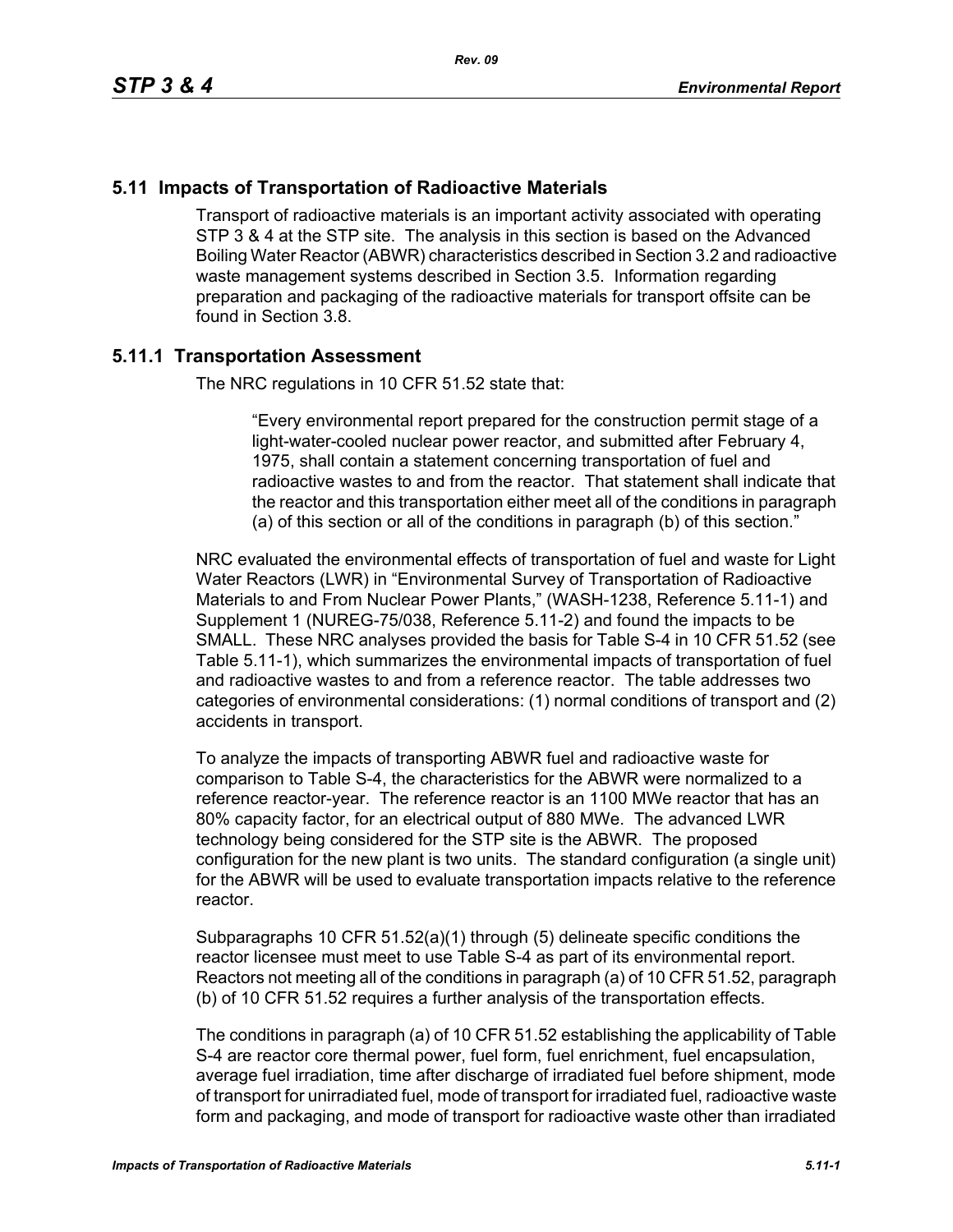## 5.11 Impacts of Transportation of Radioactive Materials

Transport of radioactive materials is an important activity associated with operating STP 3 & 4 at the STP site. The analysis in this section is based on the Advanced Boiling Water Reactor (ABWR) characteristics described in Section 3.2 and radioactive waste management systems described in Section 3.5. Information regarding preparation and packaging of the radioactive materials for transport offsite can be found in Section 3.8.

### 5.11.1 Transportation Assessment

The NRC regulations in 10 CFR 51.52 state that:

> "Every environmental report prepared for the construction permit stage of a light-water-cooled nuclear power reactor, and submitted after February 4, 1975, shall contain a statement concerning transportation of fuel and radioactive wastes to and from the reactor. That statement shall indicate that the reactor and this transportation either meet all of the conditions in paragraph (a) of this section or all of the conditions in paragraph (b) of this section."

NRC evaluated the environmental effects of transportation of fuel and waste for Light Water Reactors (LWR) in "Environmental Survey of Transportation of Radioactive Materials to and From Nuclear Power Plants," (WASH-1238, Reference 5.11-1) and Supplement 1 (NUREG-75/038, Reference 5.11-2) and found the impacts to be SMALL. These NRC analyses provided the basis for Table S-4 in 10 CFR 51.52 (see Table 5.11-1), which summarizes the environmental impacts of transportation of fuel and radioactive wastes to and from a reference reactor. The table addresses two categories of environmental considerations: (1) normal conditions of transport and (2) accidents in transport.

To analyze the impacts of transporting ABWR fuel and radioactive waste for comparison to Table S-4, the characteristics for the ABWR were normalized to a reference reactor-year. The reference reactor is an 1100 MWe reactor that has an 80% capacity factor, for an electrical output of 880 MWe. The advanced LWR technology being considered for the STP site is the ABWR. The proposed configuration for the new plant is two units. The standard configuration (a single unit) for the ABWR will be used to evaluate transportation impacts relative to the reference reactor.

Subparagraphs 10 CFR 51.52(a)(1) through (5) delineate specific conditions the reactor licensee must meet to use Table S-4 as part of its environmental report. Reactors not meeting all of the conditions in paragraph (a) of 10 CFR 51.52, paragraph (b) of 10 CFR 51.52 requires a further analysis of the transportation effects.

The conditions in paragraph (a) of 10 CFR 51.52 establishing the applicability of Table S-4 are reactor core thermal power, fuel form, fuel enrichment, fuel encapsulation, average fuel irradiation, time after discharge of irradiated fuel before shipment, mode of transport for unirradiated fuel, mode of transport for irradiated fuel, radioactive waste form and packaging, and mode of transport for radioactive waste other than irradiated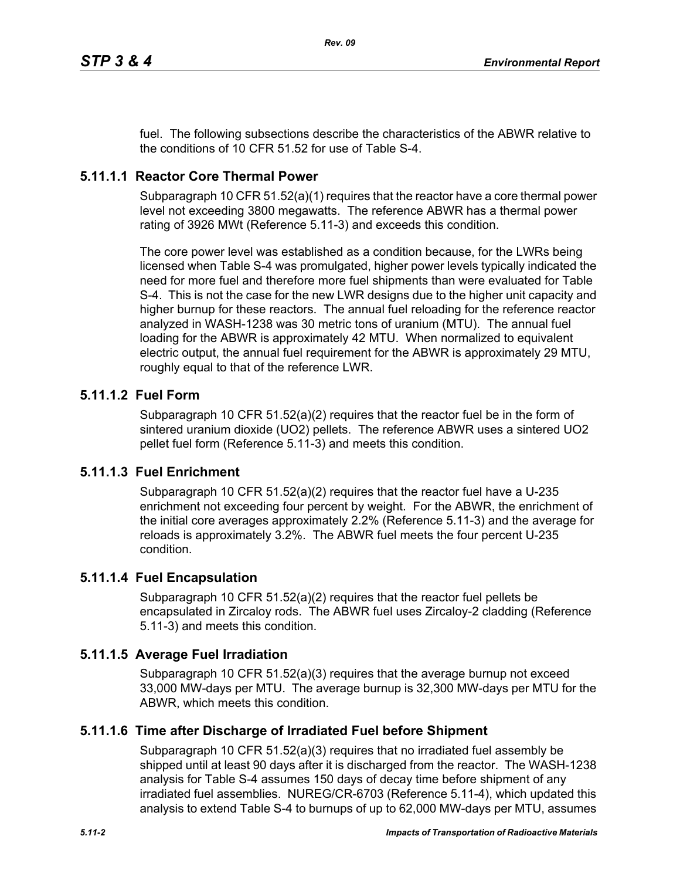fuel. The following subsections describe the characteristics of the ABWR relative to the conditions of 10 CFR 51.52 for use of Table S-4.

### 5.11.1.1 Reactor Core Thermal Power

Subparagraph 10 CFR 51.52(a)(1) requires that the reactor have a core thermal power level not exceeding 3800 megawatts. The reference ABWR has a thermal power rating of 3926 MWt (Reference 5.11-3) and exceeds this condition.

The core power level was established as a condition because, for the LWRs being licensed when Table S-4 was promulgated, higher power levels typically indicated the need for more fuel and therefore more fuel shipments than were evaluated for Table S-4. This is not the case for the new LWR designs due to the higher unit capacity and higher burnup for these reactors. The annual fuel reloading for the reference reactor analyzed in WASH-1238 was 30 metric tons of uranium (MTU). The annual fuel loading for the ABWR is approximately 42 MTU. When normalized to equivalent electric output, the annual fuel requirement for the ABWR is approximately 29 MTU, roughly equal to that of the reference LWR.

### 5.11.1.2 Fuel Form

Subparagraph 10 CFR 51.52(a)(2) requires that the reactor fuel be in the form of sintered uranium dioxide ($UO_2$) pellets. The reference ABWR uses a sintered $UO_2$ pellet fuel form (Reference 5.11-3) and meets this condition.

### 5.11.1.3 Fuel Enrichment

Subparagraph 10 CFR 51.52(a)(2) requires that the reactor fuel have a U-235 enrichment not exceeding four percent by weight. For the ABWR, the enrichment of the initial core averages approximately 2.2% (Reference 5.11-3) and the average for reloads is approximately 3.2%. The ABWR fuel meets the four percent U-235 condition.

### 5.11.1.4 Fuel Encapsulation

Subparagraph 10 CFR 51.52(a)(2) requires that the reactor fuel pellets be encapsulated in Zircaloy rods. The ABWR fuel uses Zircaloy-2 cladding (Reference 5.11-3) and meets this condition.

### 5.11.1.5 Average Fuel Irradiation

Subparagraph 10 CFR 51.52(a)(3) requires that the average burnup not exceed 33,000 MW-days per MTU. The average burnup is 32,300 MW-days per MTU for the ABWR, which meets this condition.

### 5.11.1.6 Time after Discharge of Irradiated Fuel before Shipment

Subparagraph 10 CFR 51.52(a)(3) requires that no irradiated fuel assembly be shipped until at least 90 days after it is discharged from the reactor. The WASH-1238 analysis for Table S-4 assumes 150 days of decay time before shipment of any irradiated fuel assemblies. NUREG/CR-6703 (Reference 5.11-4), which updated this analysis to extend Table S-4 to burnups of up to 62,000 MW-days per MTU, assumes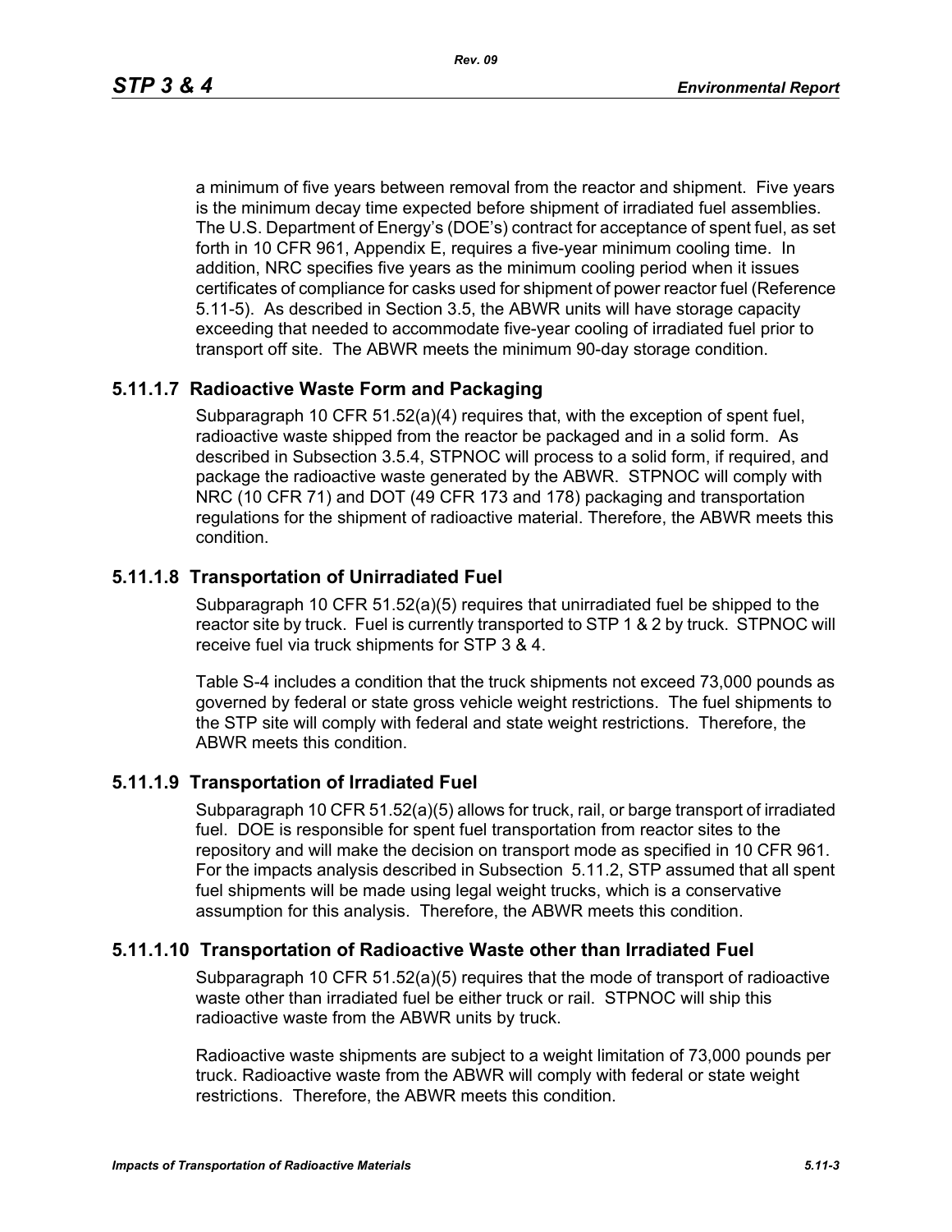a minimum of five years between removal from the reactor and shipment. Five years is the minimum decay time expected before shipment of irradiated fuel assemblies. The U.S. Department of Energy's (DOE's) contract for acceptance of spent fuel, as set forth in 10 CFR 961, Appendix E, requires a five-year minimum cooling time. In addition, NRC specifies five years as the minimum cooling period when it issues certificates of compliance for casks used for shipment of power reactor fuel (Reference 5.11-5). As described in Section 3.5, the ABWR units will have storage capacity exceeding that needed to accommodate five-year cooling of irradiated fuel prior to transport off site. The ABWR meets the minimum 90-day storage condition.

### 5.11.1.7 Radioactive Waste Form and Packaging

Subparagraph 10 CFR 51.52(a)(4) requires that, with the exception of spent fuel, radioactive waste shipped from the reactor be packaged and in a solid form. As described in Subsection 3.5.4, STPNOC will process to a solid form, if required, and package the radioactive waste generated by the ABWR. STPNOC will comply with NRC (10 CFR 71) and DOT (49 CFR 173 and 178) packaging and transportation regulations for the shipment of radioactive material. Therefore, the ABWR meets this condition.

### 5.11.1.8 Transportation of Unirradiated Fuel

Subparagraph 10 CFR 51.52(a)(5) requires that unirradiated fuel be shipped to the reactor site by truck. Fuel is currently transported to STP 1 & 2 by truck. STPNOC will receive fuel via truck shipments for STP 3 & 4.

Table S-4 includes a condition that the truck shipments not exceed 73,000 pounds as governed by federal or state gross vehicle weight restrictions. The fuel shipments to the STP site will comply with federal and state weight restrictions. Therefore, the ABWR meets this condition.

### 5.11.1.9 Transportation of Irradiated Fuel

Subparagraph 10 CFR 51.52(a)(5) allows for truck, rail, or barge transport of irradiated fuel. DOE is responsible for spent fuel transportation from reactor sites to the repository and will make the decision on transport mode as specified in 10 CFR 961. For the impacts analysis described in Subsection 5.11.2, STP assumed that all spent fuel shipments will be made using legal weight trucks, which is a conservative assumption for this analysis. Therefore, the ABWR meets this condition.

### 5.11.1.10 Transportation of Radioactive Waste other than Irradiated Fuel

Subparagraph 10 CFR 51.52(a)(5) requires that the mode of transport of radioactive waste other than irradiated fuel be either truck or rail. STPNOC will ship this radioactive waste from the ABWR units by truck.

Radioactive waste shipments are subject to a weight limitation of 73,000 pounds per truck. Radioactive waste from the ABWR will comply with federal or state weight restrictions. Therefore, the ABWR meets this condition.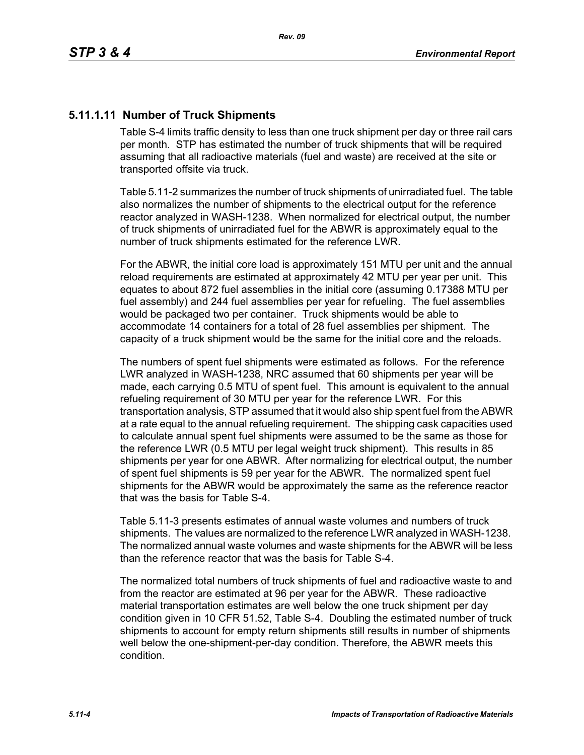### 5.11.1.11 Number of Truck Shipments

Table S-4 limits traffic density to less than one truck shipment per day or three rail cars per month. STP has estimated the number of truck shipments that will be required assuming that all radioactive materials (fuel and waste) are received at the site or transported offsite via truck.

Table 5.11-2 summarizes the number of truck shipments of unirradiated fuel. The table also normalizes the number of shipments to the electrical output for the reference reactor analyzed in WASH-1238. When normalized for electrical output, the number of truck shipments of unirradiated fuel for the ABWR is approximately equal to the number of truck shipments estimated for the reference LWR.

For the ABWR, the initial core load is approximately 151 MTU per unit and the annual reload requirements are estimated at approximately 42 MTU per year per unit. This equates to about 872 fuel assemblies in the initial core (assuming 0.17388 MTU per fuel assembly) and 244 fuel assemblies per year for refueling. The fuel assemblies would be packaged two per container. Truck shipments would be able to accommodate 14 containers for a total of 28 fuel assemblies per shipment. The capacity of a truck shipment would be the same for the initial core and the reloads.

The numbers of spent fuel shipments were estimated as follows. For the reference LWR analyzed in WASH-1238, NRC assumed that 60 shipments per year will be made, each carrying 0.5 MTU of spent fuel. This amount is equivalent to the annual refueling requirement of 30 MTU per year for the reference LWR. For this transportation analysis, STP assumed that it would also ship spent fuel from the ABWR at a rate equal to the annual refueling requirement. The shipping cask capacities used to calculate annual spent fuel shipments were assumed to be the same as those for the reference LWR (0.5 MTU per legal weight truck shipment). This results in 85 shipments per year for one ABWR. After normalizing for electrical output, the number of spent fuel shipments is 59 per year for the ABWR. The normalized spent fuel shipments for the ABWR would be approximately the same as the reference reactor that was the basis for Table S-4.

Table 5.11-3 presents estimates of annual waste volumes and numbers of truck shipments. The values are normalized to the reference LWR analyzed in WASH-1238. The normalized annual waste volumes and waste shipments for the ABWR will be less than the reference reactor that was the basis for Table S-4.

The normalized total numbers of truck shipments of fuel and radioactive waste to and from the reactor are estimated at 96 per year for the ABWR. These radioactive material transportation estimates are well below the one truck shipment per day condition given in 10 CFR 51.52, Table S-4. Doubling the estimated number of truck shipments to account for empty return shipments still results in number of shipments well below the one-shipment-per-day condition. Therefore, the ABWR meets this condition.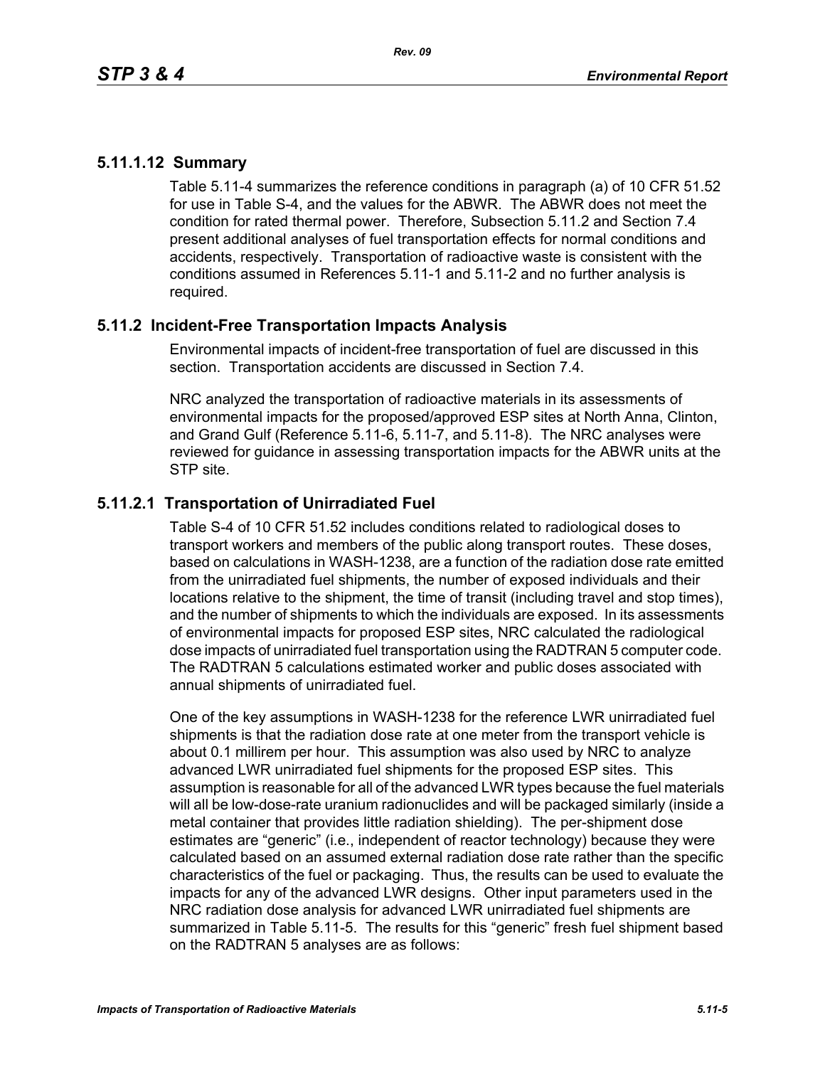### 5.11.1.12 Summary

Table 5.11-4 summarizes the reference conditions in paragraph (a) of 10 CFR 51.52 for use in Table S-4, and the values for the ABWR. The ABWR does not meet the condition for rated thermal power. Therefore, Subsection 5.11.2 and Section 7.4 present additional analyses of fuel transportation effects for normal conditions and accidents, respectively. Transportation of radioactive waste is consistent with the conditions assumed in References 5.11-1 and 5.11-2 and no further analysis is required.

## 5.11.2 Incident-Free Transportation Impacts Analysis

Environmental impacts of incident-free transportation of fuel are discussed in this section. Transportation accidents are discussed in Section 7.4.

NRC analyzed the transportation of radioactive materials in its assessments of environmental impacts for the proposed/approved ESP sites at North Anna, Clinton, and Grand Gulf (Reference 5.11-6, 5.11-7, and 5.11-8). The NRC analyses were reviewed for guidance in assessing transportation impacts for the ABWR units at the STP site.

### 5.11.2.1 Transportation of Unirradiated Fuel

Table S-4 of 10 CFR 51.52 includes conditions related to radiological doses to transport workers and members of the public along transport routes. These doses, based on calculations in WASH-1238, are a function of the radiation dose rate emitted from the unirradiated fuel shipments, the number of exposed individuals and their locations relative to the shipment, the time of transit (including travel and stop times), and the number of shipments to which the individuals are exposed. In its assessments of environmental impacts for proposed ESP sites, NRC calculated the radiological dose impacts of unirradiated fuel transportation using the RADTRAN 5 computer code. The RADTRAN 5 calculations estimated worker and public doses associated with annual shipments of unirradiated fuel.

One of the key assumptions in WASH-1238 for the reference LWR unirradiated fuel shipments is that the radiation dose rate at one meter from the transport vehicle is about 0.1 millirem per hour. This assumption was also used by NRC to analyze advanced LWR unirradiated fuel shipments for the proposed ESP sites. This assumption is reasonable for all of the advanced LWR types because the fuel materials will all be low-dose-rate uranium radionuclides and will be packaged similarly (inside a metal container that provides little radiation shielding). The per-shipment dose estimates are "generic" (i.e., independent of reactor technology) because they were calculated based on an assumed external radiation dose rate rather than the specific characteristics of the fuel or packaging. Thus, the results can be used to evaluate the impacts for any of the advanced LWR designs. Other input parameters used in the NRC radiation dose analysis for advanced LWR unirradiated fuel shipments are summarized in Table 5.11-5. The results for this "generic" fresh fuel shipment based on the RADTRAN 5 analyses are as follows: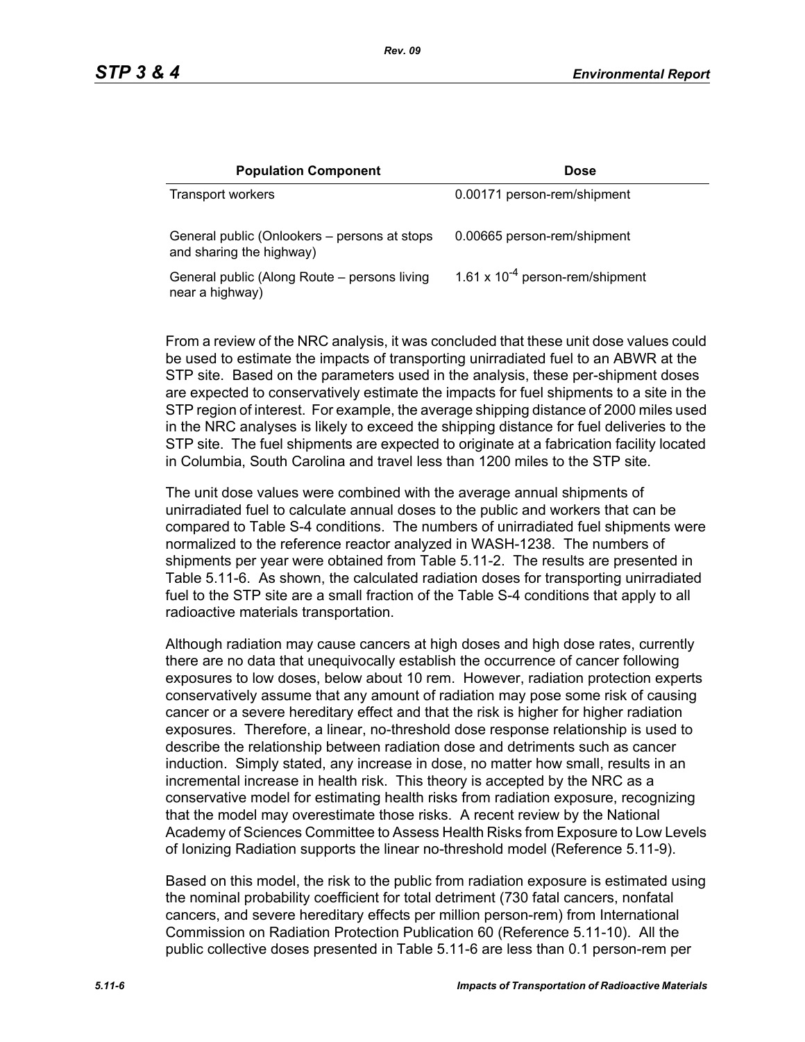| Population Component | Dose |
|---|---|
| Transport workers | 0.00171 person-rem/shipment |
| General public (Onlookers – persons at stops and sharing the highway) | 0.00665 person-rem/shipment |
| General public (Along Route – persons living near a highway) | $1.61 \times 10^{-4}$ person-rem/shipment |

From a review of the NRC analysis, it was concluded that these unit dose values could be used to estimate the impacts of transporting unirradiated fuel to an ABWR at the STP site. Based on the parameters used in the analysis, these per-shipment doses are expected to conservatively estimate the impacts for fuel shipments to a site in the STP region of interest. For example, the average shipping distance of 2000 miles used in the NRC analyses is likely to exceed the shipping distance for fuel deliveries to the STP site. The fuel shipments are expected to originate at a fabrication facility located in Columbia, South Carolina and travel less than 1200 miles to the STP site.

The unit dose values were combined with the average annual shipments of unirradiated fuel to calculate annual doses to the public and workers that can be compared to Table S-4 conditions. The numbers of unirradiated fuel shipments were normalized to the reference reactor analyzed in WASH-1238. The numbers of shipments per year were obtained from Table 5.11-2. The results are presented in Table 5.11-6. As shown, the calculated radiation doses for transporting unirradiated fuel to the STP site are a small fraction of the Table S-4 conditions that apply to all radioactive materials transportation.

Although radiation may cause cancers at high doses and high dose rates, currently there are no data that unequivocally establish the occurrence of cancer following exposures to low doses, below about 10 rem. However, radiation protection experts conservatively assume that any amount of radiation may pose some risk of causing cancer or a severe hereditary effect and that the risk is higher for higher radiation exposures. Therefore, a linear, no-threshold dose response relationship is used to describe the relationship between radiation dose and detriments such as cancer induction. Simply stated, any increase in dose, no matter how small, results in an incremental increase in health risk. This theory is accepted by the NRC as a conservative model for estimating health risks from radiation exposure, recognizing that the model may overestimate those risks. A recent review by the National Academy of Sciences Committee to Assess Health Risks from Exposure to Low Levels of Ionizing Radiation supports the linear no-threshold model (Reference 5.11-9).

Based on this model, the risk to the public from radiation exposure is estimated using the nominal probability coefficient for total detriment (730 fatal cancers, nonfatal cancers, and severe hereditary effects per million person-rem) from International Commission on Radiation Protection Publication 60 (Reference 5.11-10). All the public collective doses presented in Table 5.11-6 are less than 0.1 person-rem per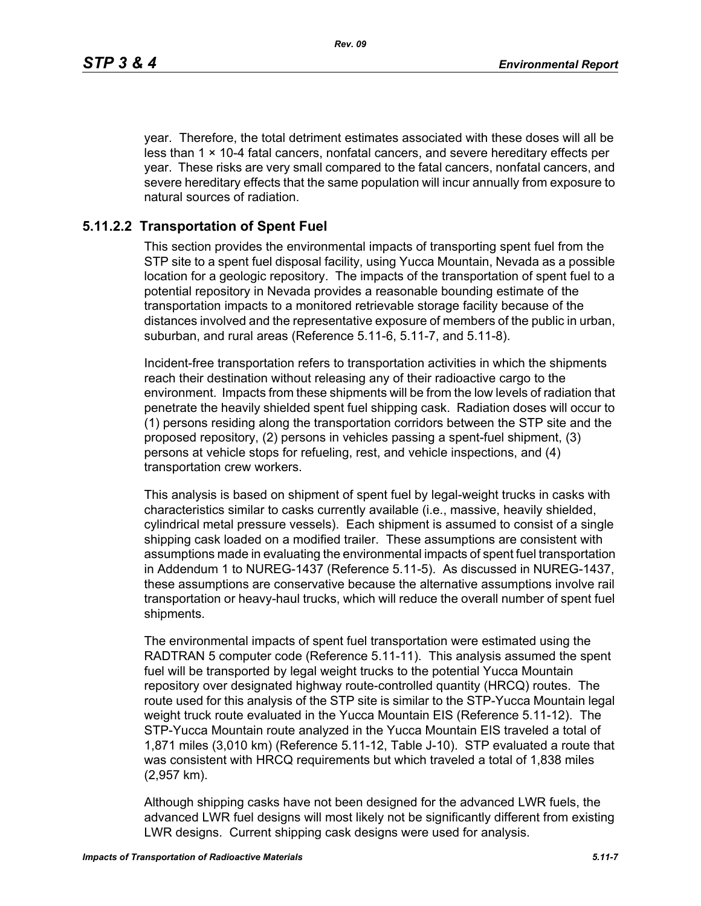year. Therefore, the total detriment estimates associated with these doses will all be less than $1 \times 10^{-4}$ fatal cancers, nonfatal cancers, and severe hereditary effects per year. These risks are very small compared to the fatal cancers, nonfatal cancers, and severe hereditary effects that the same population will incur annually from exposure to natural sources of radiation.

### 5.11.2.2 Transportation of Spent Fuel

This section provides the environmental impacts of transporting spent fuel from the STP site to a spent fuel disposal facility, using Yucca Mountain, Nevada as a possible location for a geologic repository. The impacts of the transportation of spent fuel to a potential repository in Nevada provides a reasonable bounding estimate of the transportation impacts to a monitored retrievable storage facility because of the distances involved and the representative exposure of members of the public in urban, suburban, and rural areas (Reference 5.11-6, 5.11-7, and 5.11-8).

Incident-free transportation refers to transportation activities in which the shipments reach their destination without releasing any of their radioactive cargo to the environment. Impacts from these shipments will be from the low levels of radiation that penetrate the heavily shielded spent fuel shipping cask. Radiation doses will occur to (1) persons residing along the transportation corridors between the STP site and the proposed repository, (2) persons in vehicles passing a spent-fuel shipment, (3) persons at vehicle stops for refueling, rest, and vehicle inspections, and (4) transportation crew workers.

This analysis is based on shipment of spent fuel by legal-weight trucks in casks with characteristics similar to casks currently available (i.e., massive, heavily shielded, cylindrical metal pressure vessels). Each shipment is assumed to consist of a single shipping cask loaded on a modified trailer. These assumptions are consistent with assumptions made in evaluating the environmental impacts of spent fuel transportation in Addendum 1 to NUREG-1437 (Reference 5.11-5). As discussed in NUREG-1437, these assumptions are conservative because the alternative assumptions involve rail transportation or heavy-haul trucks, which will reduce the overall number of spent fuel shipments.

The environmental impacts of spent fuel transportation were estimated using the RADTRAN 5 computer code (Reference 5.11-11). This analysis assumed the spent fuel will be transported by legal weight trucks to the potential Yucca Mountain repository over designated highway route-controlled quantity (HRCQ) routes. The route used for this analysis of the STP site is similar to the STP-Yucca Mountain legal weight truck route evaluated in the Yucca Mountain EIS (Reference 5.11-12). The STP-Yucca Mountain route analyzed in the Yucca Mountain EIS traveled a total of 1,871 miles (3,010 km) (Reference 5.11-12, Table J-10). STP evaluated a route that was consistent with HRCQ requirements but which traveled a total of 1,838 miles (2,957 km).

Although shipping casks have not been designed for the advanced LWR fuels, the advanced LWR fuel designs will most likely not be significantly different from existing LWR designs. Current shipping cask designs were used for analysis.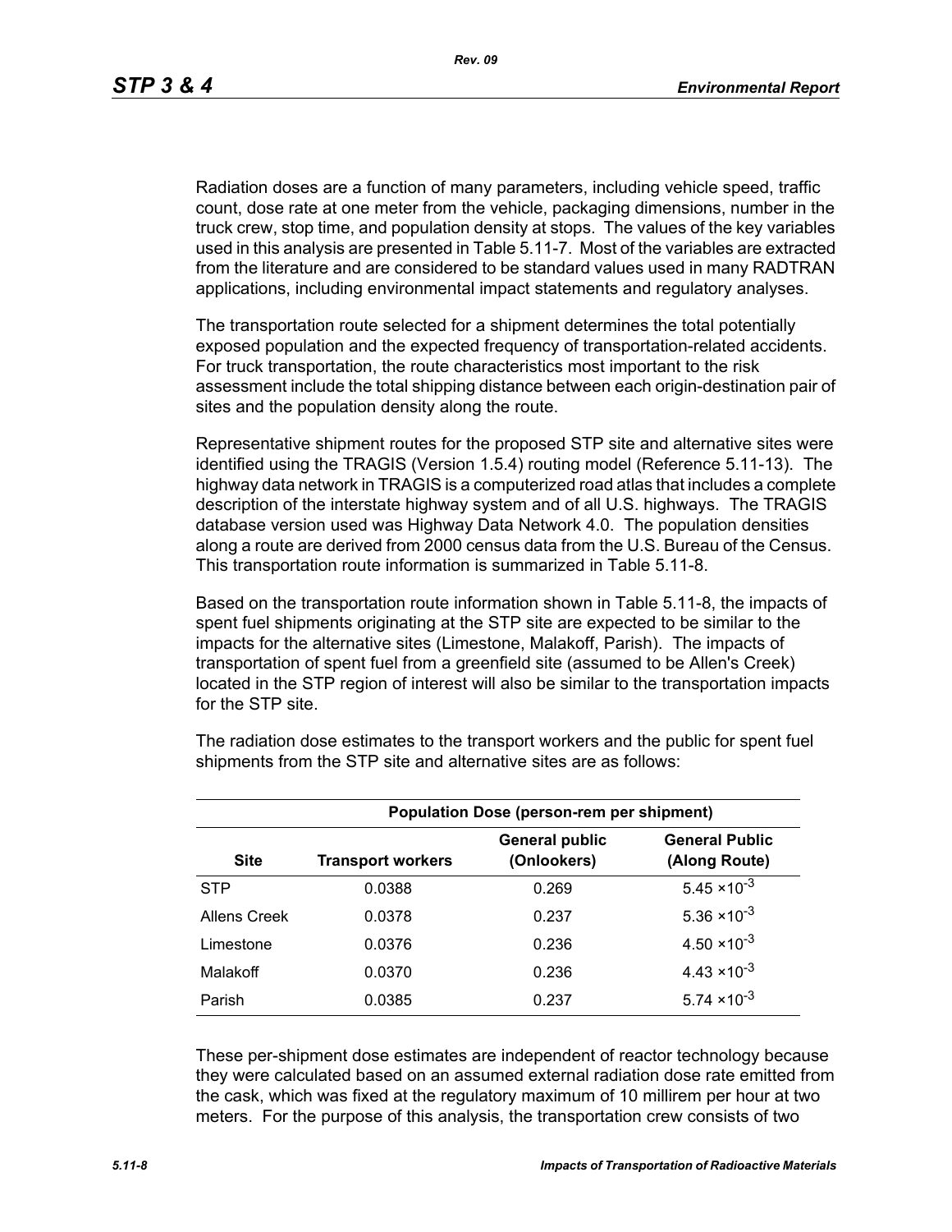Radiation doses are a function of many parameters, including vehicle speed, traffic count, dose rate at one meter from the vehicle, packaging dimensions, number in the truck crew, stop time, and population density at stops. The values of the key variables used in this analysis are presented in Table 5.11-7. Most of the variables are extracted from the literature and are considered to be standard values used in many RADTRAN applications, including environmental impact statements and regulatory analyses.

The transportation route selected for a shipment determines the total potentially exposed population and the expected frequency of transportation-related accidents. For truck transportation, the route characteristics most important to the risk assessment include the total shipping distance between each origin-destination pair of sites and the population density along the route.

Representative shipment routes for the proposed STP site and alternative sites were identified using the TRAGIS (Version 1.5.4) routing model (Reference 5.11-13). The highway data network in TRAGIS is a computerized road atlas that includes a complete description of the interstate highway system and of all U.S. highways. The TRAGIS database version used was Highway Data Network 4.0. The population densities along a route are derived from 2000 census data from the U.S. Bureau of the Census. This transportation route information is summarized in Table 5.11-8.

Based on the transportation route information shown in Table 5.11-8, the impacts of spent fuel shipments originating at the STP site are expected to be similar to the impacts for the alternative sites (Limestone, Malakoff, Parish). The impacts of transportation of spent fuel from a greenfield site (assumed to be Allen's Creek) located in the STP region of interest will also be similar to the transportation impacts for the STP site.

The radiation dose estimates to the transport workers and the public for spent fuel shipments from the STP site and alternative sites are as follows:

| | Population Dose (person-rem per shipment) | | |
|---|---|---|---|
| **Site** | **Transport workers** | **General public (Onlookers)** | **General Public (Along Route)** |
| STP | 0.0388 | 0.269 | $5.45 \times 10^{-3}$ |
| Allens Creek | 0.0378 | 0.237 | $5.36 \times 10^{-3}$ |
| Limestone | 0.0376 | 0.236 | $4.50 \times 10^{-3}$ |
| Malakoff | 0.0370 | 0.236 | $4.43 \times 10^{-3}$ |
| Parish | 0.0385 | 0.237 | $5.74 \times 10^{-3}$ |

These per-shipment dose estimates are independent of reactor technology because they were calculated based on an assumed external radiation dose rate emitted from the cask, which was fixed at the regulatory maximum of 10 millirem per hour at two meters. For the purpose of this analysis, the transportation crew consists of two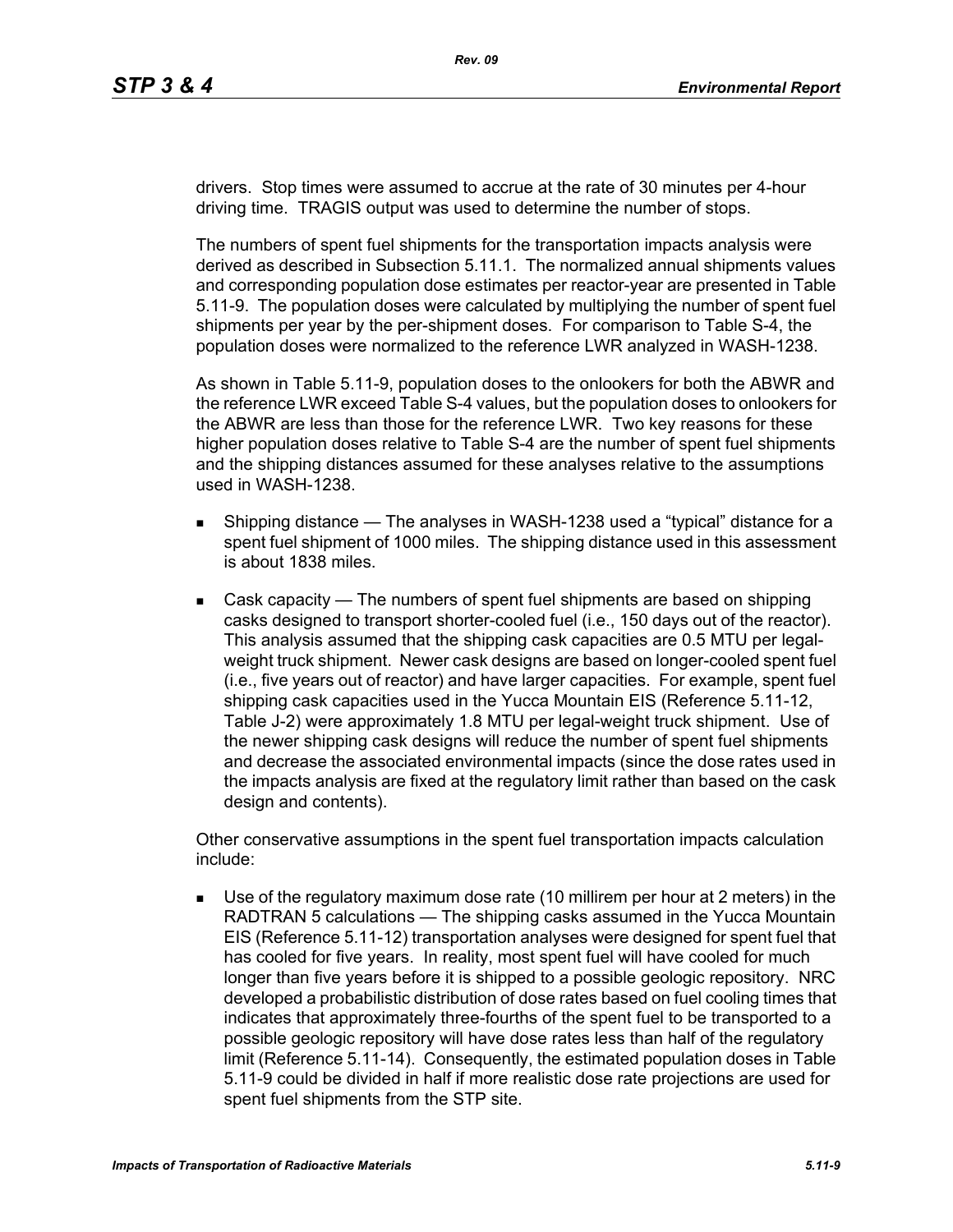drivers. Stop times were assumed to accrue at the rate of 30 minutes per 4-hour driving time. TRAGIS output was used to determine the number of stops.

The numbers of spent fuel shipments for the transportation impacts analysis were derived as described in Subsection 5.11.1. The normalized annual shipments values and corresponding population dose estimates per reactor-year are presented in Table 5.11-9. The population doses were calculated by multiplying the number of spent fuel shipments per year by the per-shipment doses. For comparison to Table S-4, the population doses were normalized to the reference LWR analyzed in WASH-1238.

As shown in Table 5.11-9, population doses to the onlookers for both the ABWR and the reference LWR exceed Table S-4 values, but the population doses to onlookers for the ABWR are less than those for the reference LWR. Two key reasons for these higher population doses relative to Table S-4 are the number of spent fuel shipments and the shipping distances assumed for these analyses relative to the assumptions used in WASH-1238.

- Shipping distance — The analyses in WASH-1238 used a "typical" distance for a spent fuel shipment of 1000 miles. The shipping distance used in this assessment is about 1838 miles.
- Cask capacity — The numbers of spent fuel shipments are based on shipping casks designed to transport shorter-cooled fuel (i.e., 150 days out of the reactor). This analysis assumed that the shipping cask capacities are 0.5 MTU per legal-weight truck shipment. Newer cask designs are based on longer-cooled spent fuel (i.e., five years out of reactor) and have larger capacities. For example, spent fuel shipping cask capacities used in the Yucca Mountain EIS (Reference 5.11-12, Table J-2) were approximately 1.8 MTU per legal-weight truck shipment. Use of the newer shipping cask designs will reduce the number of spent fuel shipments and decrease the associated environmental impacts (since the dose rates used in the impacts analysis are fixed at the regulatory limit rather than based on the cask design and contents).

Other conservative assumptions in the spent fuel transportation impacts calculation include:

- Use of the regulatory maximum dose rate (10 millirem per hour at 2 meters) in the RADTRAN 5 calculations — The shipping casks assumed in the Yucca Mountain EIS (Reference 5.11-12) transportation analyses were designed for spent fuel that has cooled for five years. In reality, most spent fuel will have cooled for much longer than five years before it is shipped to a possible geologic repository. NRC developed a probabilistic distribution of dose rates based on fuel cooling times that indicates that approximately three-fourths of the spent fuel to be transported to a possible geologic repository will have dose rates less than half of the regulatory limit (Reference 5.11-14). Consequently, the estimated population doses in Table 5.11-9 could be divided in half if more realistic dose rate projections are used for spent fuel shipments from the STP site.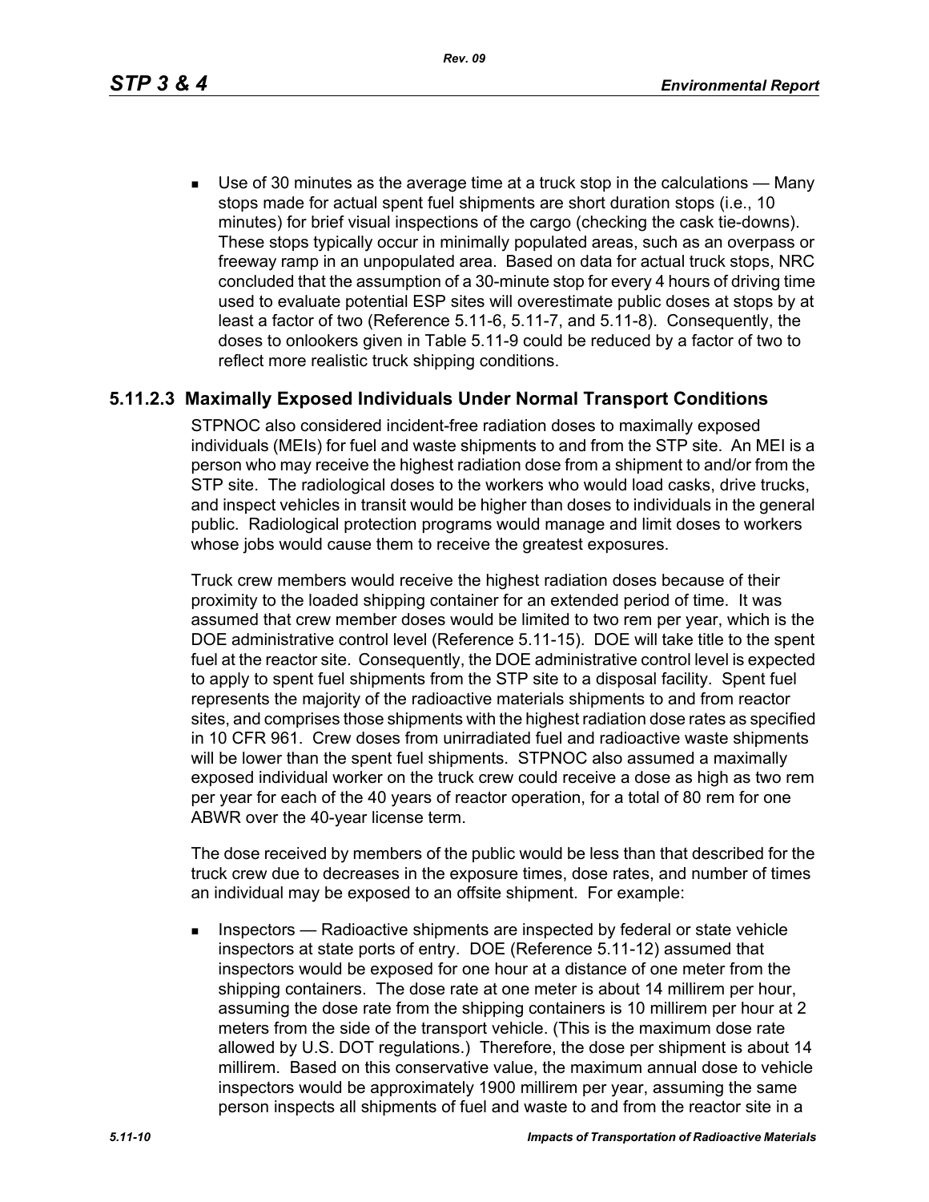- Use of 30 minutes as the average time at a truck stop in the calculations — Many stops made for actual spent fuel shipments are short duration stops (i.e., 10 minutes) for brief visual inspections of the cargo (checking the cask tie-downs). These stops typically occur in minimally populated areas, such as an overpass or freeway ramp in an unpopulated area. Based on data for actual truck stops, NRC concluded that the assumption of a 30-minute stop for every 4 hours of driving time used to evaluate potential ESP sites will overestimate public doses at stops by at least a factor of two (Reference 5.11-6, 5.11-7, and 5.11-8). Consequently, the doses to onlookers given in Table 5.11-9 could be reduced by a factor of two to reflect more realistic truck shipping conditions.

### 5.11.2.3 Maximally Exposed Individuals Under Normal Transport Conditions

STPNOC also considered incident-free radiation doses to maximally exposed individuals (MEIs) for fuel and waste shipments to and from the STP site. An MEI is a person who may receive the highest radiation dose from a shipment to and/or from the STP site. The radiological doses to the workers who would load casks, drive trucks, and inspect vehicles in transit would be higher than doses to individuals in the general public. Radiological protection programs would manage and limit doses to workers whose jobs would cause them to receive the greatest exposures.

Truck crew members would receive the highest radiation doses because of their proximity to the loaded shipping container for an extended period of time. It was assumed that crew member doses would be limited to two rem per year, which is the DOE administrative control level (Reference 5.11-15). DOE will take title to the spent fuel at the reactor site. Consequently, the DOE administrative control level is expected to apply to spent fuel shipments from the STP site to a disposal facility. Spent fuel represents the majority of the radioactive materials shipments to and from reactor sites, and comprises those shipments with the highest radiation dose rates as specified in 10 CFR 961. Crew doses from unirradiated fuel and radioactive waste shipments will be lower than the spent fuel shipments. STPNOC also assumed a maximally exposed individual worker on the truck crew could receive a dose as high as two rem per year for each of the 40 years of reactor operation, for a total of 80 rem for one ABWR over the 40-year license term.

The dose received by members of the public would be less than that described for the truck crew due to decreases in the exposure times, dose rates, and number of times an individual may be exposed to an offsite shipment. For example:

- Inspectors — Radioactive shipments are inspected by federal or state vehicle inspectors at state ports of entry. DOE (Reference 5.11-12) assumed that inspectors would be exposed for one hour at a distance of one meter from the shipping containers. The dose rate at one meter is about 14 millirem per hour, assuming the dose rate from the shipping containers is 10 millirem per hour at 2 meters from the side of the transport vehicle. (This is the maximum dose rate allowed by U.S. DOT regulations.) Therefore, the dose per shipment is about 14 millirem. Based on this conservative value, the maximum annual dose to vehicle inspectors would be approximately 1900 millirem per year, assuming the same person inspects all shipments of fuel and waste to and from the reactor site in a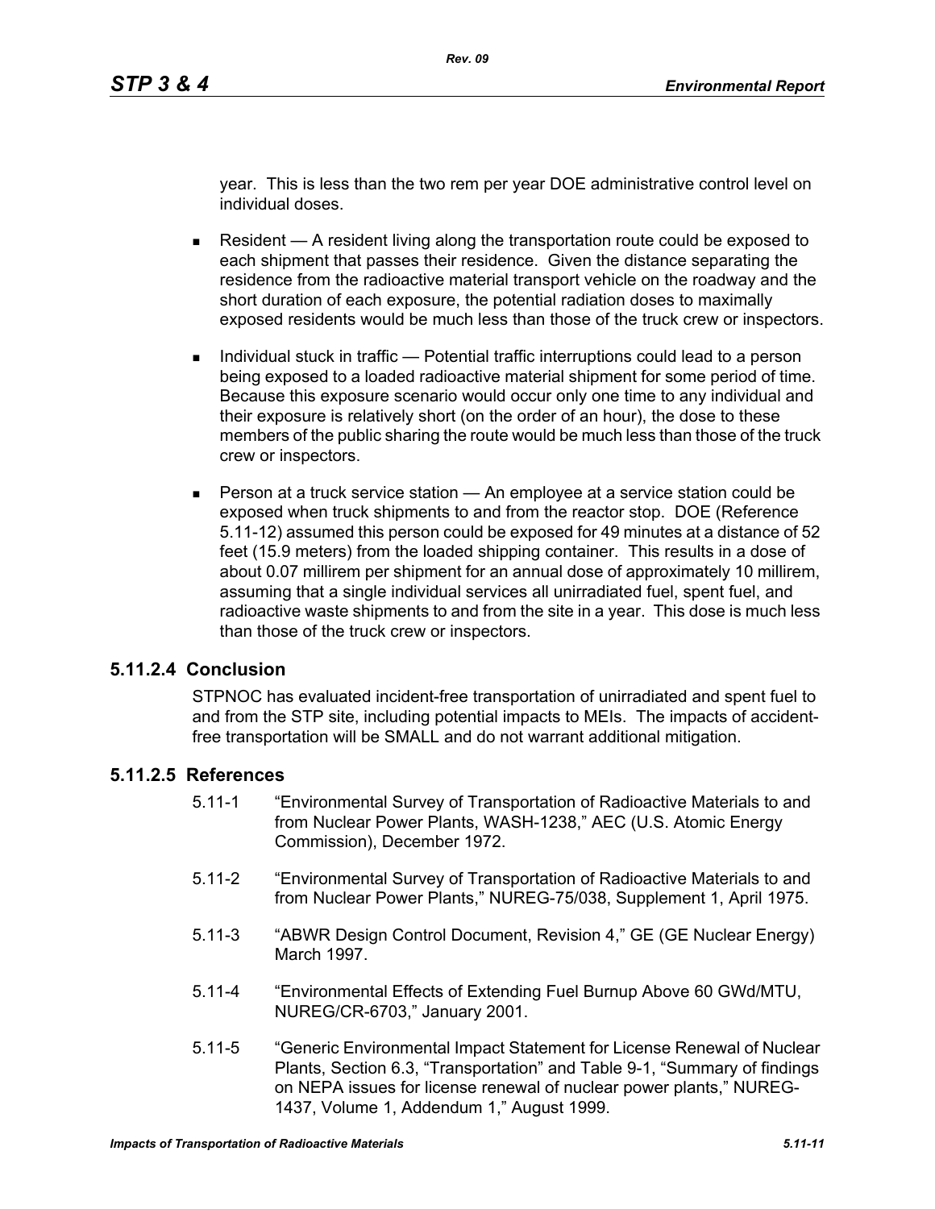year. This is less than the two rem per year DOE administrative control level on individual doses.

- Resident — A resident living along the transportation route could be exposed to each shipment that passes their residence. Given the distance separating the residence from the radioactive material transport vehicle on the roadway and the short duration of each exposure, the potential radiation doses to maximally exposed residents would be much less than those of the truck crew or inspectors.

- Individual stuck in traffic — Potential traffic interruptions could lead to a person being exposed to a loaded radioactive material shipment for some period of time. Because this exposure scenario would occur only one time to any individual and their exposure is relatively short (on the order of an hour), the dose to these members of the public sharing the route would be much less than those of the truck crew or inspectors.

- Person at a truck service station — An employee at a service station could be exposed when truck shipments to and from the reactor stop. DOE (Reference 5.11-12) assumed this person could be exposed for 49 minutes at a distance of 52 feet (15.9 meters) from the loaded shipping container. This results in a dose of about 0.07 millirem per shipment for an annual dose of approximately 10 millirem, assuming that a single individual services all unirradiated fuel, spent fuel, and radioactive waste shipments to and from the site in a year. This dose is much less than those of the truck crew or inspectors.

### 5.11.2.4 Conclusion

STPNOC has evaluated incident-free transportation of unirradiated and spent fuel to and from the STP site, including potential impacts to MEIs. The impacts of accident-free transportation will be SMALL and do not warrant additional mitigation.

### 5.11.2.5 References

5.11-1 “Environmental Survey of Transportation of Radioactive Materials to and from Nuclear Power Plants, WASH-1238,” AEC (U.S. Atomic Energy Commission), December 1972.

5.11-2 “Environmental Survey of Transportation of Radioactive Materials to and from Nuclear Power Plants,” NUREG-75/038, Supplement 1, April 1975.

5.11-3 “ABWR Design Control Document, Revision 4,” GE (GE Nuclear Energy) March 1997.

5.11-4 “Environmental Effects of Extending Fuel Burnup Above 60 GWd/MTU, NUREG/CR-6703,” January 2001.

5.11-5 “Generic Environmental Impact Statement for License Renewal of Nuclear Plants, Section 6.3, “Transportation” and Table 9-1, “Summary of findings on NEPA issues for license renewal of nuclear power plants,” NUREG-1437, Volume 1, Addendum 1,” August 1999.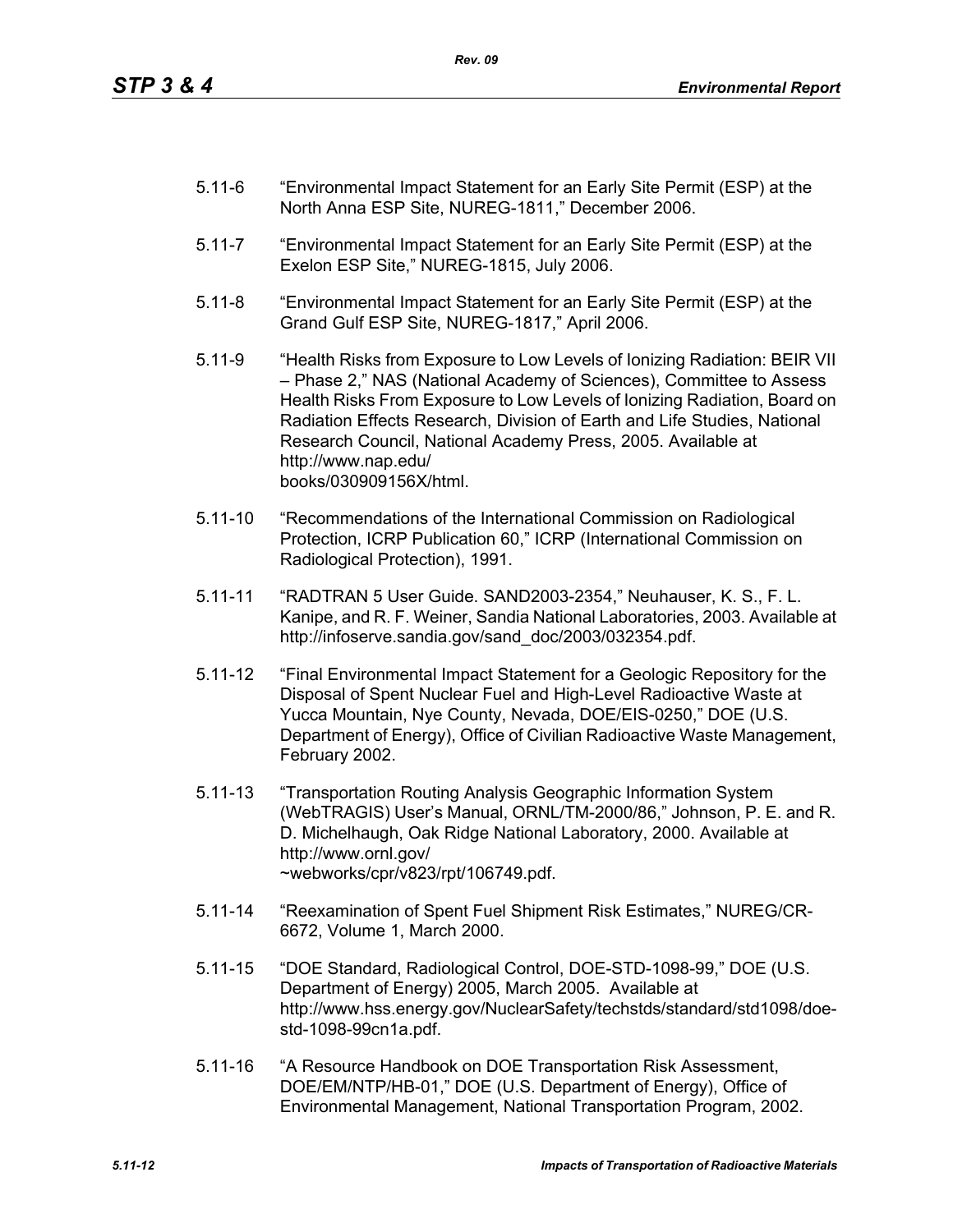5.11-6 "Environmental Impact Statement for an Early Site Permit (ESP) at the North Anna ESP Site, NUREG-1811," December 2006.

5.11-7 "Environmental Impact Statement for an Early Site Permit (ESP) at the Exelon ESP Site," NUREG-1815, July 2006.

5.11-8 "Environmental Impact Statement for an Early Site Permit (ESP) at the Grand Gulf ESP Site, NUREG-1817," April 2006.

5.11-9 "Health Risks from Exposure to Low Levels of Ionizing Radiation: BEIR VII – Phase 2," NAS (National Academy of Sciences), Committee to Assess Health Risks From Exposure to Low Levels of Ionizing Radiation, Board on Radiation Effects Research, Division of Earth and Life Studies, National Research Council, National Academy Press, 2005. Available at http://www.nap.edu/books/030909156X/html.

5.11-10 "Recommendations of the International Commission on Radiological Protection, ICRP Publication 60," ICRP (International Commission on Radiological Protection), 1991.

5.11-11 "RADTRAN 5 User Guide. SAND2003-2354," Neuhauser, K. S., F. L. Kanipe, and R. F. Weiner, Sandia National Laboratories, 2003. Available at http://infoserve.sandia.gov/sand_doc/2003/032354.pdf.

5.11-12 "Final Environmental Impact Statement for a Geologic Repository for the Disposal of Spent Nuclear Fuel and High-Level Radioactive Waste at Yucca Mountain, Nye County, Nevada, DOE/EIS-0250," DOE (U.S. Department of Energy), Office of Civilian Radioactive Waste Management, February 2002.

5.11-13 "Transportation Routing Analysis Geographic Information System (WebTRAGIS) User's Manual, ORNL/TM-2000/86," Johnson, P. E. and R. D. Michelhaugh, Oak Ridge National Laboratory, 2000. Available at http://www.ornl.gov/~webworks/cpr/v823/rpt/106749.pdf.

5.11-14 "Reexamination of Spent Fuel Shipment Risk Estimates," NUREG/CR-6672, Volume 1, March 2000.

5.11-15 "DOE Standard, Radiological Control, DOE-STD-1098-99," DOE (U.S. Department of Energy) 2005, March 2005. Available at http://www.hss.energy.gov/NuclearSafety/techstds/standard/std1098/doe-std-1098-99cn1a.pdf.

5.11-16 "A Resource Handbook on DOE Transportation Risk Assessment, DOE/EM/NTP/HB-01," DOE (U.S. Department of Energy), Office of Environmental Management, National Transportation Program, 2002.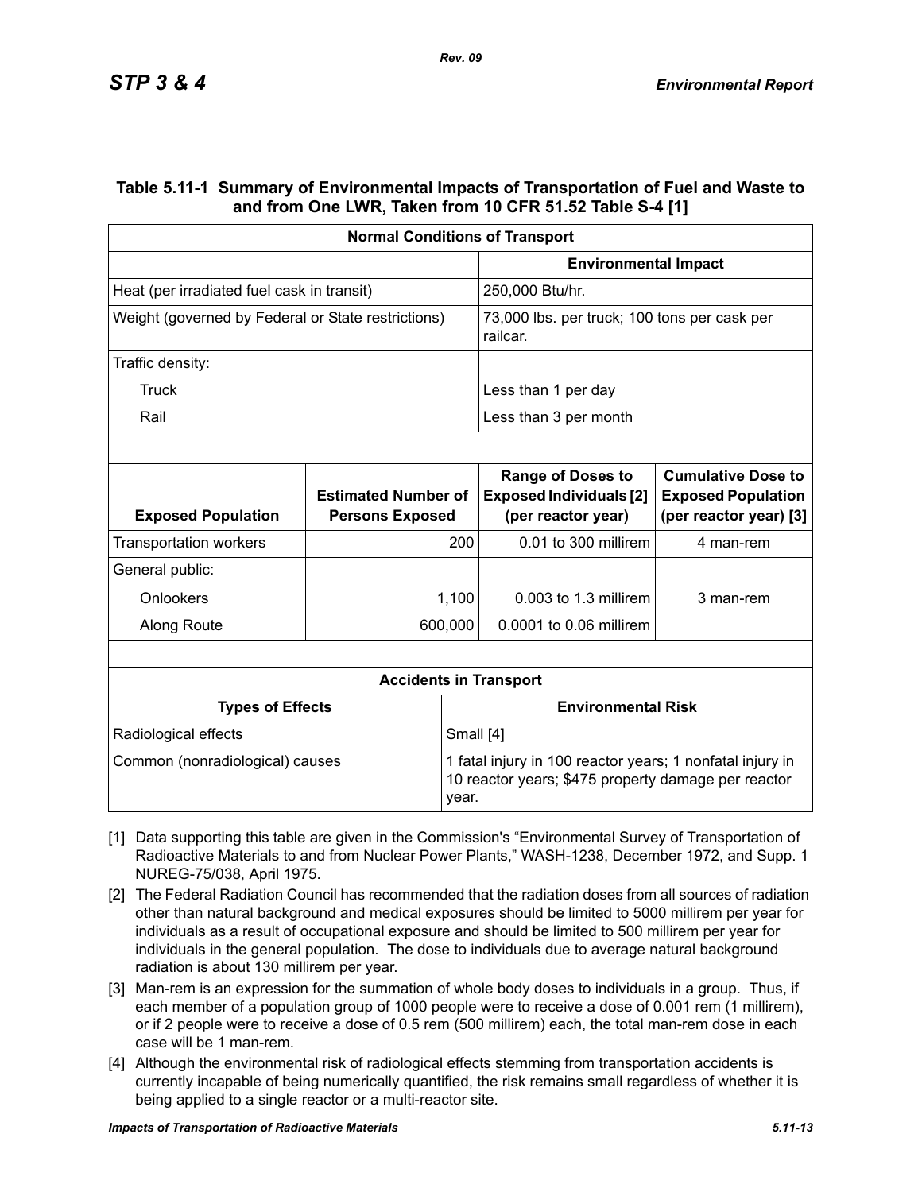### Table 5.11-1 Summary of Environmental Impacts of Transportation of Fuel and Waste to and from One LWR, Taken from 10 CFR 51.52 Table S-4 [1]

| Normal Conditions of Transport | |
|---|---|
| | **Environmental Impact** |
| Heat (per irradiated fuel cask in transit) | 250,000 Btu/hr. |
| Weight (governed by Federal or State restrictions) | 73,000 lbs. per truck; 100 tons per cask per railcar. |
| Traffic density: | |
| Truck | Less than 1 per day |
| Rail | Less than 3 per month |

| Exposed Population | Estimated Number of Persons Exposed | Range of Doses to Exposed Individuals [2] (per reactor year) | Cumulative Dose to Exposed Population (per reactor year) [3] |
|---|---|---|---|
| Transportation workers | 200 | 0.01 to 300 millirem | 4 man-rem |
| General public: | | | |
| Onlookers | 1,100 | 0.003 to 1.3 millirem | 3 man-rem |
| Along Route | 600,000 | 0.0001 to 0.06 millirem | |

| Accidents in Transport | |
|---|---|
| **Types of Effects** | **Environmental Risk** |
| Radiological effects | Small [4] |
| Common (nonradiological) causes | 1 fatal injury in 100 reactor years; 1 nonfatal injury in 10 reactor years; $475 property damage per reactor year. |

[1] Data supporting this table are given in the Commission's "Environmental Survey of Transportation of Radioactive Materials to and from Nuclear Power Plants," WASH-1238, December 1972, and Supp. 1 NUREG-75/038, April 1975.

[2] The Federal Radiation Council has recommended that the radiation doses from all sources of radiation other than natural background and medical exposures should be limited to 5000 millirem per year for individuals as a result of occupational exposure and should be limited to 500 millirem per year for individuals in the general population. The dose to individuals due to average natural background radiation is about 130 millirem per year.

[3] Man-rem is an expression for the summation of whole body doses to individuals in a group. Thus, if each member of a population group of 1000 people were to receive a dose of 0.001 rem (1 millirem), or if 2 people were to receive a dose of 0.5 rem (500 millirem) each, the total man-rem dose in each case will be 1 man-rem.

[4] Although the environmental risk of radiological effects stemming from transportation accidents is currently incapable of being numerically quantified, the risk remains small regardless of whether it is being applied to a single reactor or a multi-reactor site.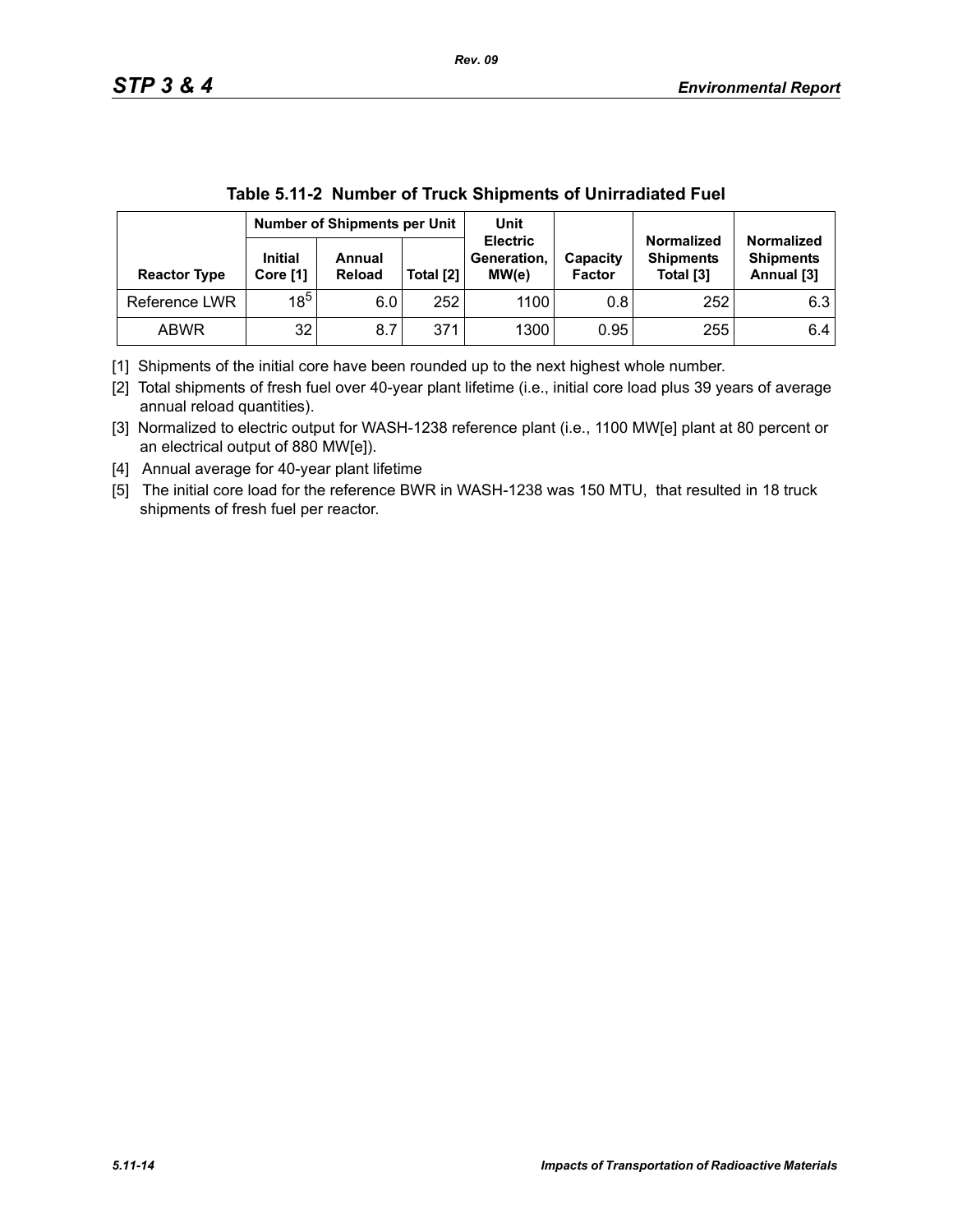**Table 5.11-2 Number of Truck Shipments of Unirradiated Fuel**

| | Number of Shipments per Unit | | | Unit Electric Generation, MW(e) | Capacity Factor | Normalized Shipments Total [3] | Normalized Shipments Annual [3] |
|---|---|---|---|---|---|---|---|
| **Reactor Type** | **Initial Core [1]** | **Annual Reload** | **Total [2]** | | | | |
| Reference LWR | 18[5] | 6.0 | 252 | 1100 | 0.8 | 252 | 6.3 |
| ABWR | 32 | 8.7 | 371 | 1300 | 0.95 | 255 | 6.4 |

[1] Shipments of the initial core have been rounded up to the next highest whole number.

[2] Total shipments of fresh fuel over 40-year plant lifetime (i.e., initial core load plus 39 years of average annual reload quantities).

[3] Normalized to electric output for WASH-1238 reference plant (i.e., 1100 MW[e] plant at 80 percent or an electrical output of 880 MW[e]).

[4] Annual average for 40-year plant lifetime

[5] The initial core load for the reference BWR in WASH-1238 was 150 MTU, that resulted in 18 truck shipments of fresh fuel per reactor.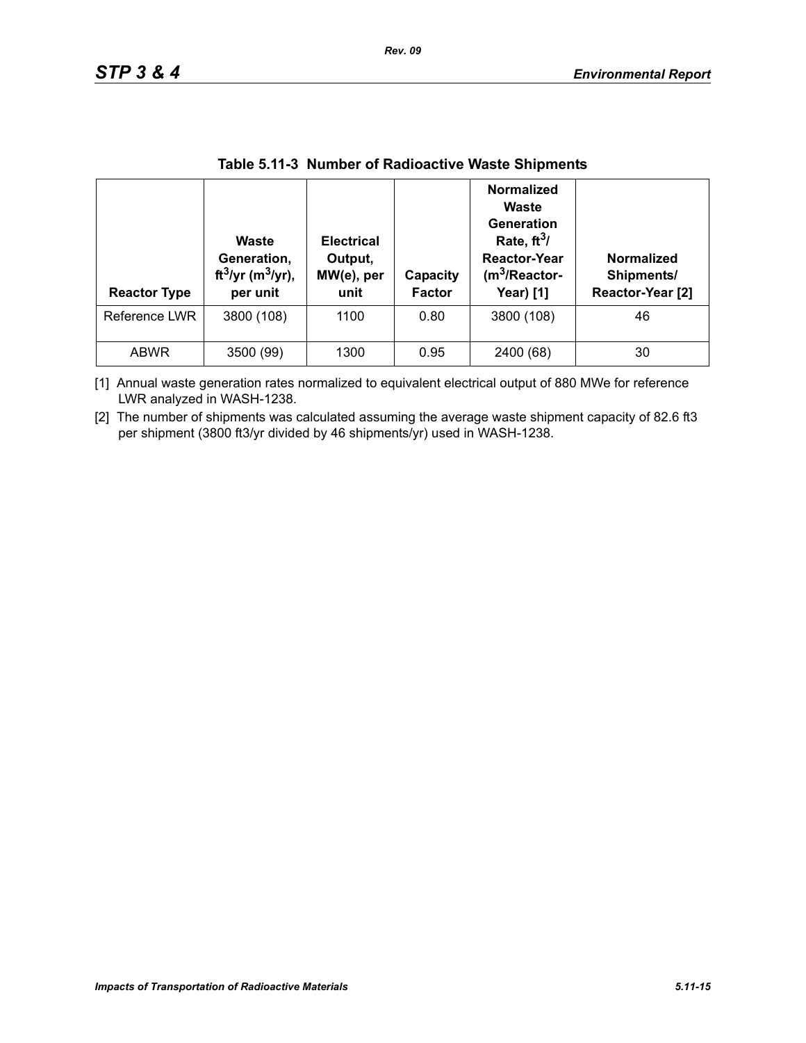**Table 5.11-3 Number of Radioactive Waste Shipments**

| Reactor Type | Waste Generation, $ft^3$/yr ($m^3$/yr), per unit | Electrical Output, MW(e), per unit | Capacity Factor | Normalized Waste Generation Rate, $ft^3$/ Reactor-Year ($m^3$/Reactor-Year) [1] | Normalized Shipments/ Reactor-Year [2] |
|---|---|---|---|---|---|
| Reference LWR | 3800 (108) | 1100 | 0.80 | 3800 (108) | 46 |
| ABWR | 3500 (99) | 1300 | 0.95 | 2400 (68) | 30 |

[1] Annual waste generation rates normalized to equivalent electrical output of 880 MWe for reference LWR analyzed in WASH-1238.

[2] The number of shipments was calculated assuming the average waste shipment capacity of 82.6 ft3 per shipment (3800 ft3/yr divided by 46 shipments/yr) used in WASH-1238.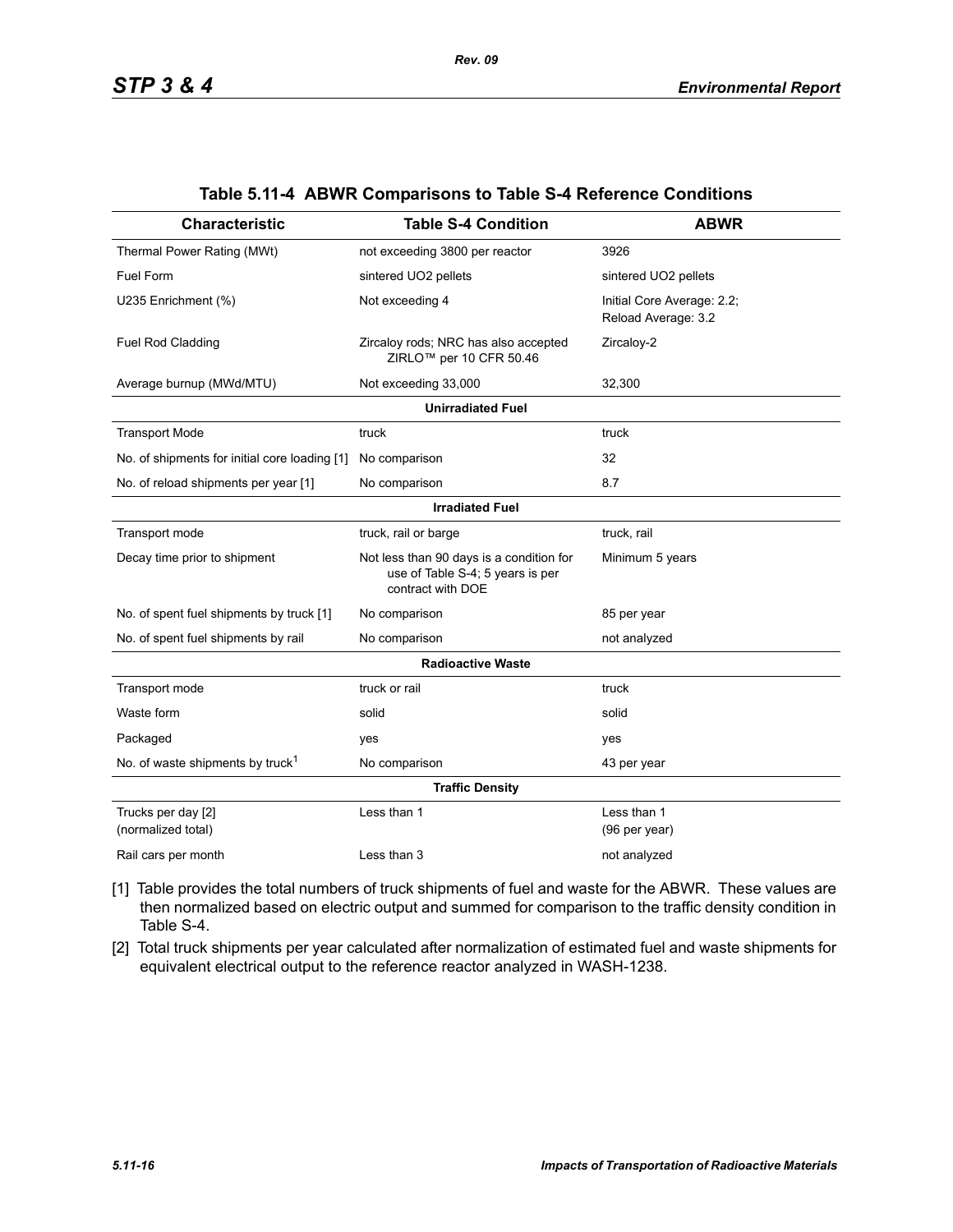**Table 5.11-4 ABWR Comparisons to Table S-4 Reference Conditions**

| Characteristic | Table S-4 Condition | ABWR |
|---|---|---|
| Thermal Power Rating (MWt) | not exceeding 3800 per reactor | 3926 |
| Fuel Form | sintered UO2 pellets | sintered UO2 pellets |
| U235 Enrichment (%) | Not exceeding 4 | Initial Core Average: 2.2; Reload Average: 3.2 |
| Fuel Rod Cladding | Zircaloy rods; NRC has also accepted ZIRLO™ per 10 CFR 50.46 | Zircaloy-2 |
| Average burnup (MWd/MTU) | Not exceeding 33,000 | 32,300 |
| **Unirradiated Fuel** | | |
| Transport Mode | truck | truck |
| No. of shipments for initial core loading [1] | No comparison | 32 |
| No. of reload shipments per year [1] | No comparison | 8.7 |
| **Irradiated Fuel** | | |
| Transport mode | truck, rail or barge | truck, rail |
| Decay time prior to shipment | Not less than 90 days is a condition for use of Table S-4; 5 years is per contract with DOE | Minimum 5 years |
| No. of spent fuel shipments by truck [1] | No comparison | 85 per year |
| No. of spent fuel shipments by rail | No comparison | not analyzed |
| **Radioactive Waste** | | |
| Transport mode | truck or rail | truck |
| Waste form | solid | solid |
| Packaged | yes | yes |
| No. of waste shipments by truck[1] | No comparison | 43 per year |
| **Traffic Density** | | |
| Trucks per day [2] (normalized total) | Less than 1 | Less than 1 (96 per year) |
| Rail cars per month | Less than 3 | not analyzed |

[1] Table provides the total numbers of truck shipments of fuel and waste for the ABWR. These values are then normalized based on electric output and summed for comparison to the traffic density condition in Table S-4.

[2] Total truck shipments per year calculated after normalization of estimated fuel and waste shipments for equivalent electrical output to the reference reactor analyzed in WASH-1238.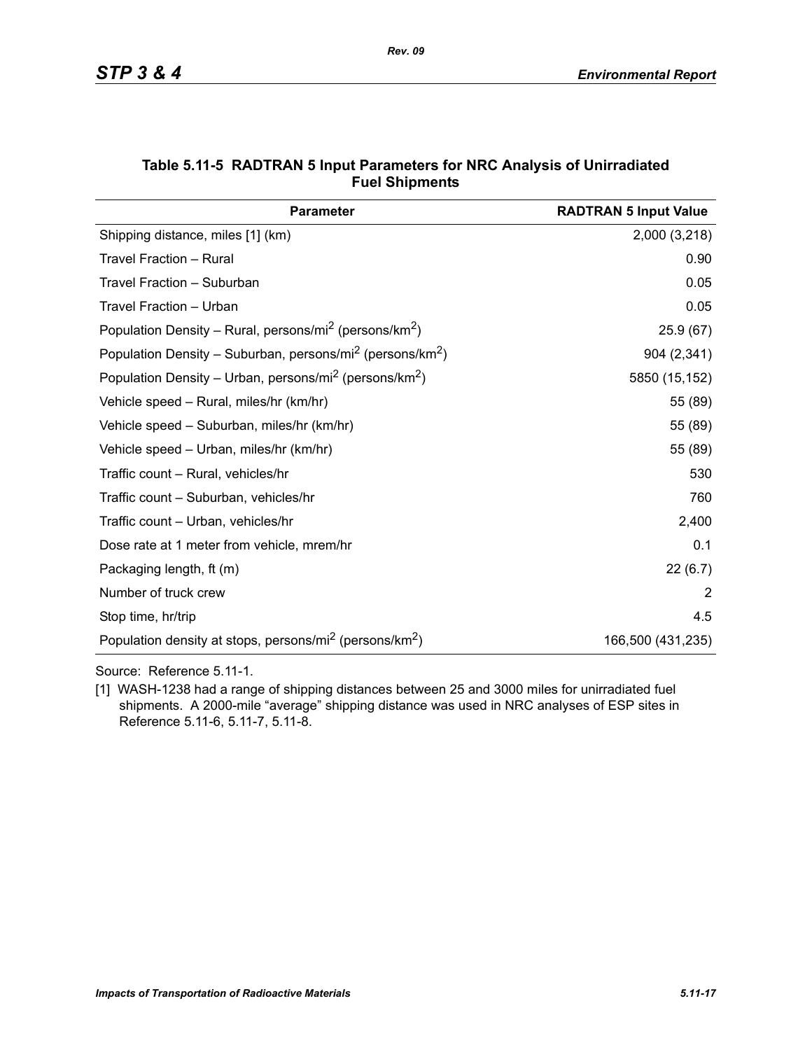**Table 5.11-5 RADTRAN 5 Input Parameters for NRC Analysis of Unirradiated Fuel Shipments**

| Parameter | RADTRAN 5 Input Value |
|---|---|
| Shipping distance, miles [1] (km) | 2,000 (3,218) |
| Travel Fraction – Rural | 0.90 |
| Travel Fraction – Suburban | 0.05 |
| Travel Fraction – Urban | 0.05 |
| Population Density – Rural, persons/mi$^2$ (persons/km$^2$) | 25.9 (67) |
| Population Density – Suburban, persons/mi$^2$ (persons/km$^2$) | 904 (2,341) |
| Population Density – Urban, persons/mi$^2$ (persons/km$^2$) | 5850 (15,152) |
| Vehicle speed – Rural, miles/hr (km/hr) | 55 (89) |
| Vehicle speed – Suburban, miles/hr (km/hr) | 55 (89) |
| Vehicle speed – Urban, miles/hr (km/hr) | 55 (89) |
| Traffic count – Rural, vehicles/hr | 530 |
| Traffic count – Suburban, vehicles/hr | 760 |
| Traffic count – Urban, vehicles/hr | 2,400 |
| Dose rate at 1 meter from vehicle, mrem/hr | 0.1 |
| Packaging length, ft (m) | 22 (6.7) |
| Number of truck crew | 2 |
| Stop time, hr/trip | 4.5 |
| Population density at stops, persons/mi$^2$ (persons/km$^2$) | 166,500 (431,235) |

Source: Reference 5.11-1.

[1] WASH-1238 had a range of shipping distances between 25 and 3000 miles for unirradiated fuel shipments. A 2000-mile "average" shipping distance was used in NRC analyses of ESP sites in Reference 5.11-6, 5.11-7, 5.11-8.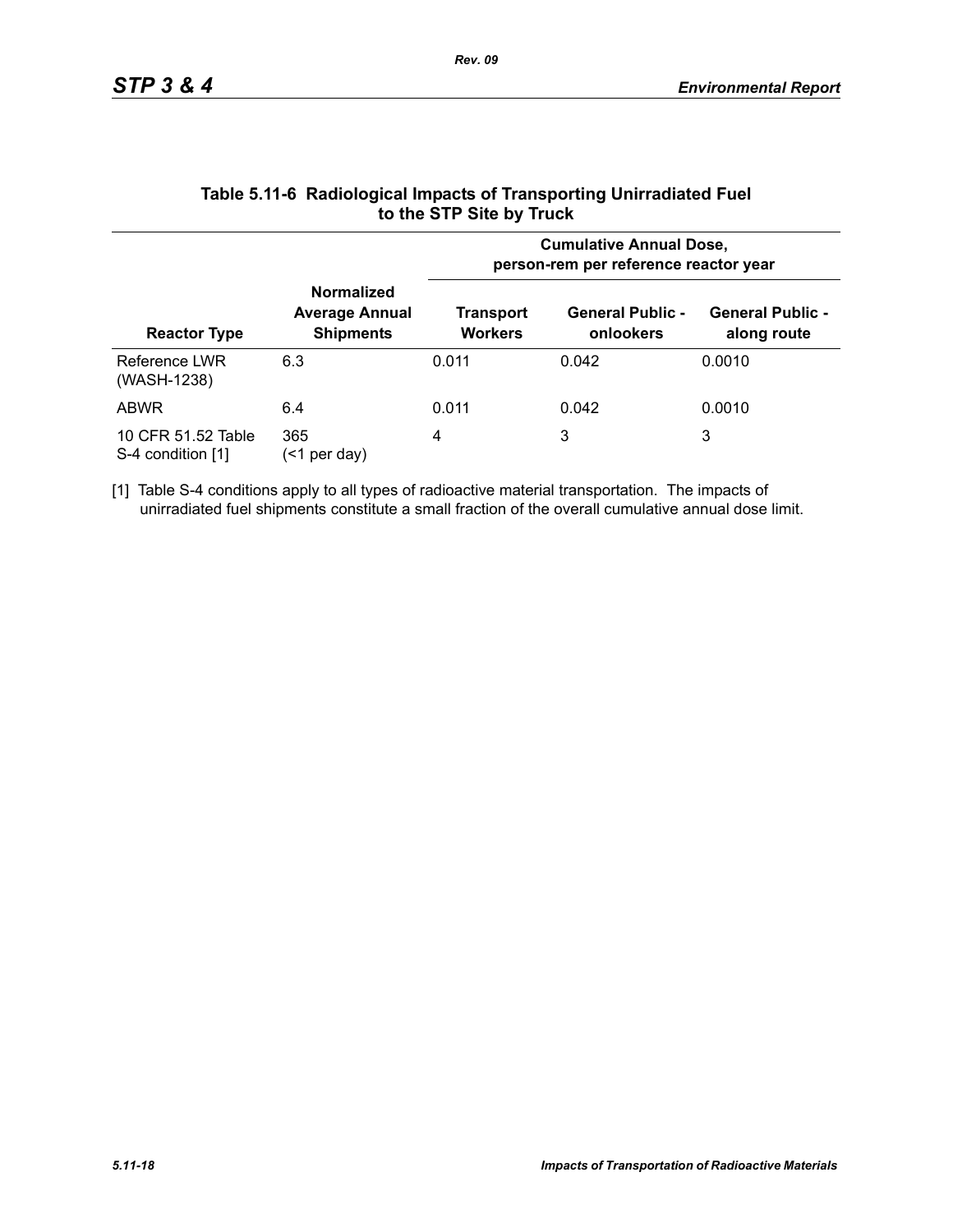**Table 5.11-6 Radiological Impacts of Transporting Unirradiated Fuel to the STP Site by Truck**

| Reactor Type | Normalized Average Annual Shipments | Cumulative Annual Dose, person-rem per reference reactor year | | |
|---|---|---|---|---|
| | | Transport Workers | General Public - onlookers | General Public - along route |
| Reference LWR (WASH-1238) | 6.3 | 0.011 | 0.042 | 0.0010 |
| ABWR | 6.4 | 0.011 | 0.042 | 0.0010 |
| 10 CFR 51.52 Table S-4 condition [1] | 365 (<1 per day) | 4 | 3 | 3 |

[1] Table S-4 conditions apply to all types of radioactive material transportation. The impacts of unirradiated fuel shipments constitute a small fraction of the overall cumulative annual dose limit.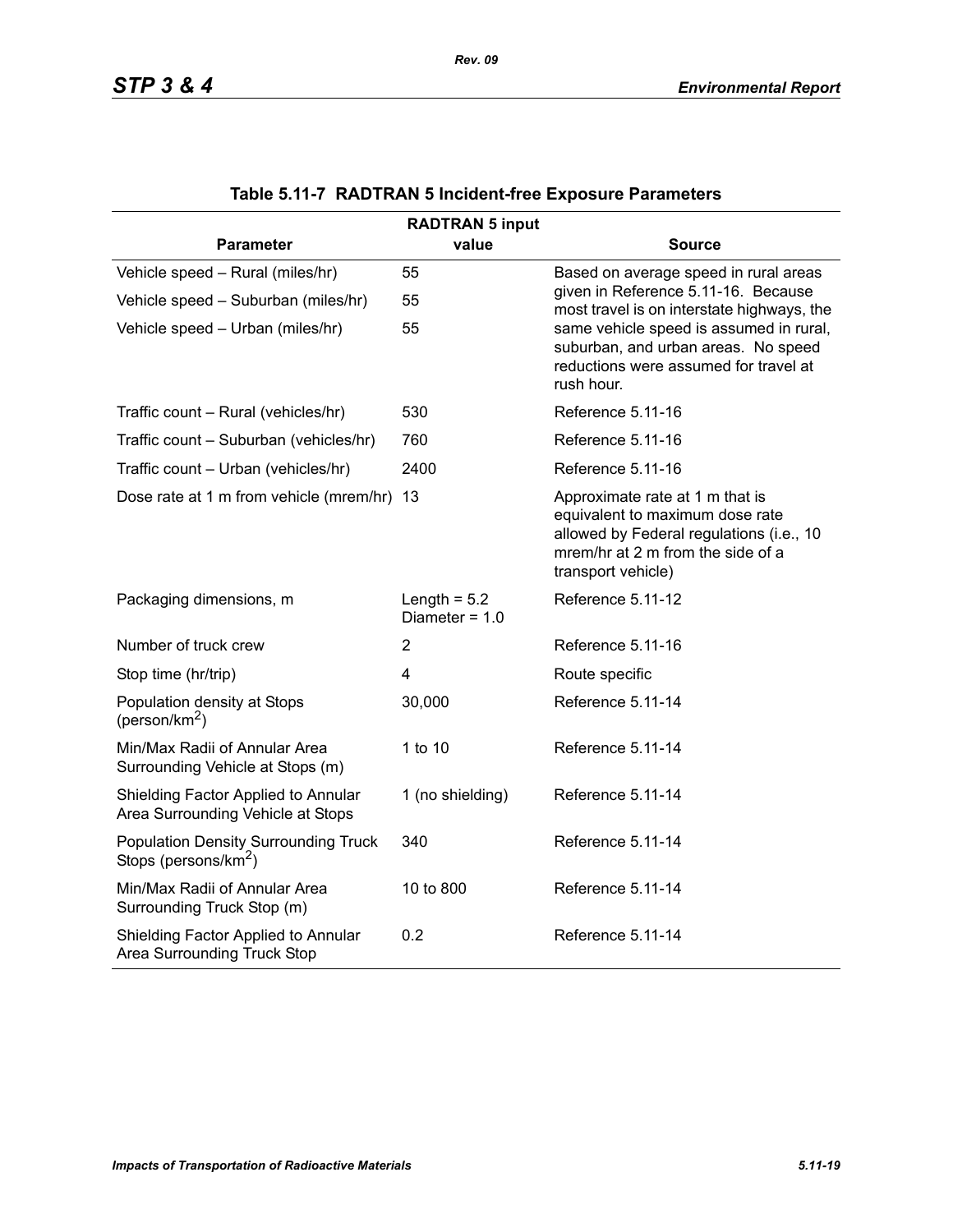**Table 5.11-7 RADTRAN 5 Incident-free Exposure Parameters**

| Parameter | RADTRAN 5 input value | Source |
|---|---|---|
| Vehicle speed – Rural (miles/hr) | 55 | Based on average speed in rural areas given in Reference 5.11-16. Because most travel is on interstate highways, the same vehicle speed is assumed in rural, suburban, and urban areas. No speed reductions were assumed for travel at rush hour. |
| Vehicle speed – Suburban (miles/hr) | 55 | |
| Vehicle speed – Urban (miles/hr) | 55 | |
| Traffic count – Rural (vehicles/hr) | 530 | Reference 5.11-16 |
| Traffic count – Suburban (vehicles/hr) | 760 | Reference 5.11-16 |
| Traffic count – Urban (vehicles/hr) | 2400 | Reference 5.11-16 |
| Dose rate at 1 m from vehicle (mrem/hr) | 13 | Approximate rate at 1 m that is equivalent to maximum dose rate allowed by Federal regulations (i.e., 10 mrem/hr at 2 m from the side of a transport vehicle) |
| Packaging dimensions, m | Length = 5.2 Diameter = 1.0 | Reference 5.11-12 |
| Number of truck crew | 2 | Reference 5.11-16 |
| Stop time (hr/trip) | 4 | Route specific |
| Population density at Stops (person/km$^2$) | 30,000 | Reference 5.11-14 |
| Min/Max Radii of Annular Area Surrounding Vehicle at Stops (m) | 1 to 10 | Reference 5.11-14 |
| Shielding Factor Applied to Annular Area Surrounding Vehicle at Stops | 1 (no shielding) | Reference 5.11-14 |
| Population Density Surrounding Truck Stops (persons/km$^2$) | 340 | Reference 5.11-14 |
| Min/Max Radii of Annular Area Surrounding Truck Stop (m) | 10 to 800 | Reference 5.11-14 |
| Shielding Factor Applied to Annular Area Surrounding Truck Stop | 0.2 | Reference 5.11-14 |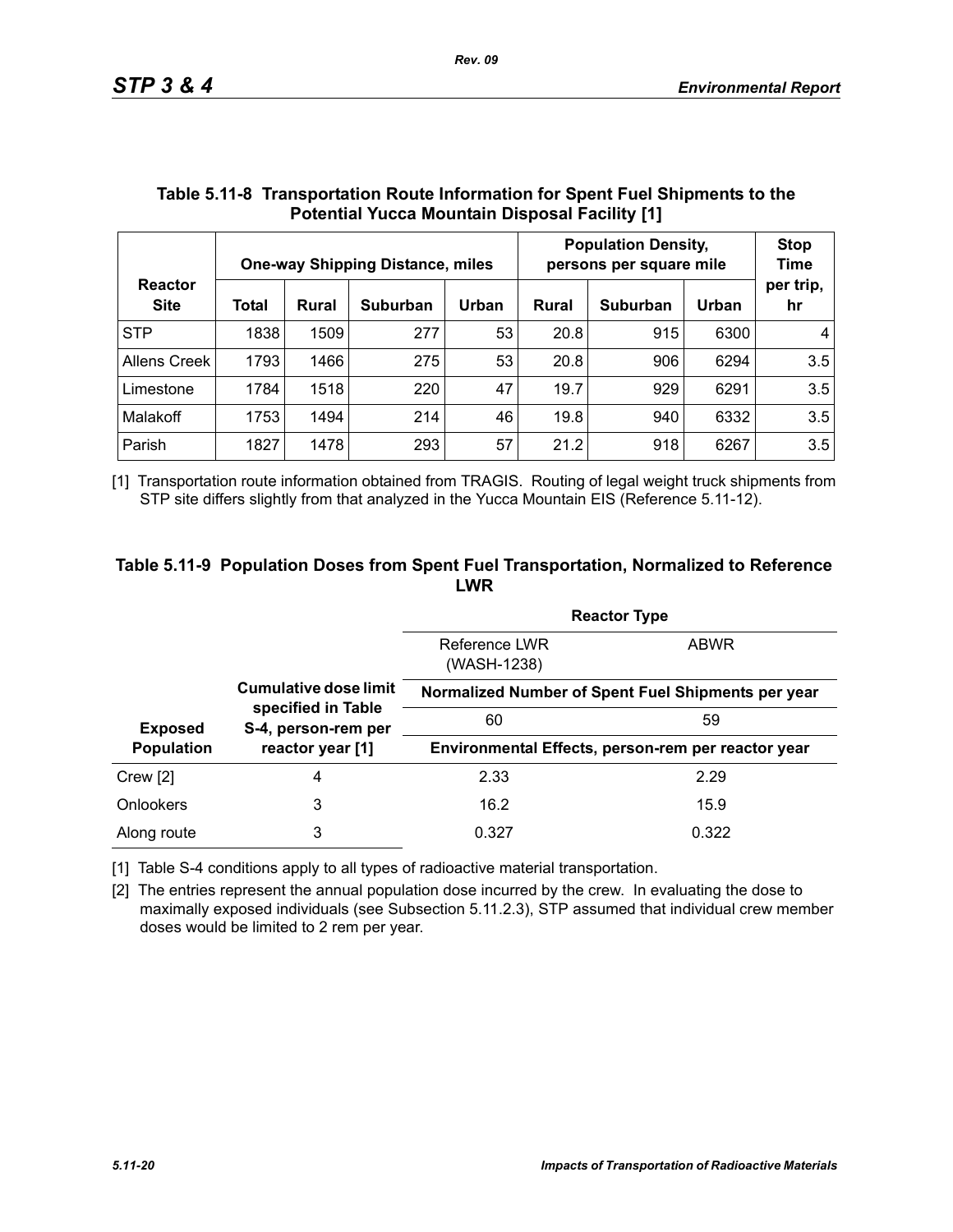### Table 5.11-8 Transportation Route Information for Spent Fuel Shipments to the Potential Yucca Mountain Disposal Facility [1]

| Reactor Site | One-way Shipping Distance, miles | | | | Population Density, persons per square mile | | | Stop Time per trip, hr |
|---|---|---|---|---|---|---|---|---|
| | Total | Rural | Suburban | Urban | Rural | Suburban | Urban | |
| STP | 1838 | 1509 | 277 | 53 | 20.8 | 915 | 6300 | 4 |
| Allens Creek | 1793 | 1466 | 275 | 53 | 20.8 | 906 | 6294 | 3.5 |
| Limestone | 1784 | 1518 | 220 | 47 | 19.7 | 929 | 6291 | 3.5 |
| Malakoff | 1753 | 1494 | 214 | 46 | 19.8 | 940 | 6332 | 3.5 |
| Parish | 1827 | 1478 | 293 | 57 | 21.2 | 918 | 6267 | 3.5 |

[1] Transportation route information obtained from TRAGIS. Routing of legal weight truck shipments from STP site differs slightly from that analyzed in the Yucca Mountain EIS (Reference 5.11-12).

### Table 5.11-9 Population Doses from Spent Fuel Transportation, Normalized to Reference LWR

| Exposed Population | Cumulative dose limit specified in Table S-4, person-rem per reactor year [1] | Reactor Type | |
|---|---|---|---|
| | | Reference LWR (WASH-1238) | ABWR |
| | | Normalized Number of Spent Fuel Shipments per year | |
| | | 60 | 59 |
| | | Environmental Effects, person-rem per reactor year | |
| Crew [2] | 4 | 2.33 | 2.29 |
| Onlookers | 3 | 16.2 | 15.9 |
| Along route | 3 | 0.327 | 0.322 |

[1] Table S-4 conditions apply to all types of radioactive material transportation.

[2] The entries represent the annual population dose incurred by the crew. In evaluating the dose to maximally exposed individuals (see Subsection 5.11.2.3), STP assumed that individual crew member doses would be limited to 2 rem per year.